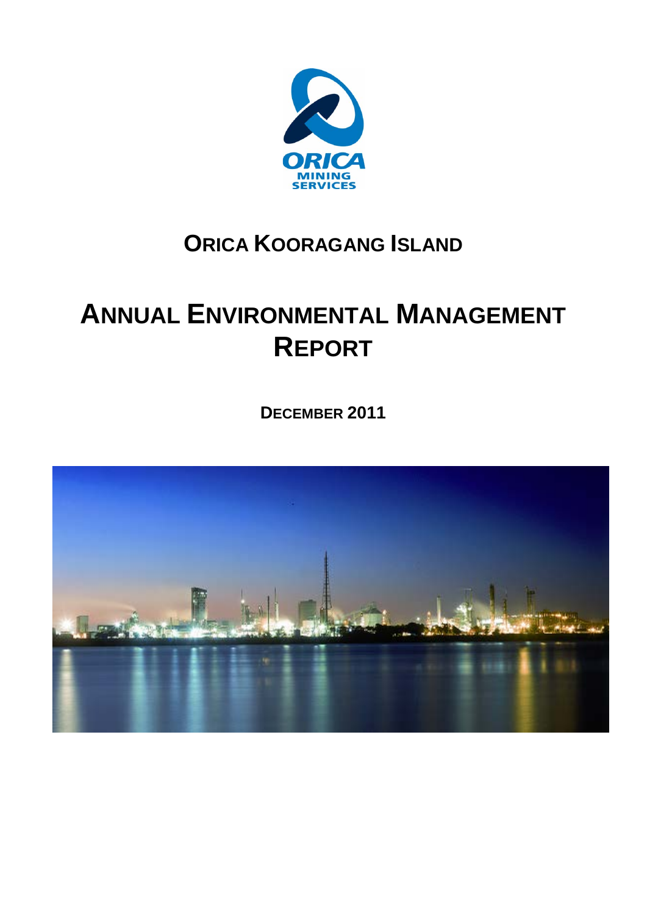ORICA MINING SERVICES

# ORICA KOORAGANG ISLAND

# ANNUAL ENVIRONMENTAL MANAGEMENT REPORT

**DECEMBER 2011**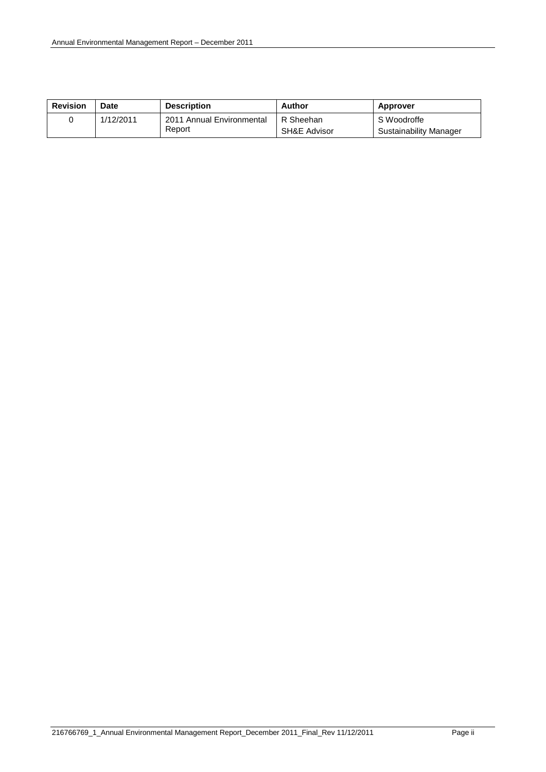| Revision | Date | Description | Author | Approver |
|---|---|---|---|---|
| 0 | 1/12/2011 | 2011 Annual Environmental Report | R Sheehan SH&E Advisor | S Woodroffe Sustainability Manager |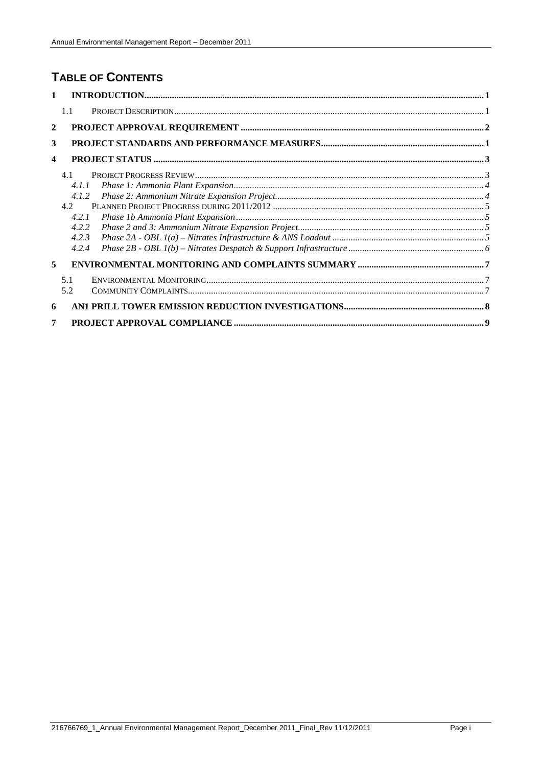## TABLE OF CONTENTS

1 INTRODUCTION .......... 1
  - 1.1 PROJECT DESCRIPTION .......... 1

2 PROJECT APPROVAL REQUIREMENT .......... 2

3 PROJECT STANDARDS AND PERFORMANCE MEASURES .......... 1

4 PROJECT STATUS .......... 3
  - 4.1 PROJECT PROGRESS REVIEW .......... 3
    - 4.1.1 *Phase 1: Ammonia Plant Expansion* .......... 4
    - 4.1.2 *Phase 2: Ammonium Nitrate Expansion Project* .......... 4
  - 4.2 PLANNED PROJECT PROGRESS DURING 2011/2012 .......... 5
    - 4.2.1 *Phase 1b Ammonia Plant Expansion* .......... 5
    - 4.2.2 *Phase 2 and 3: Ammonium Nitrate Expansion Project* .......... 5
    - 4.2.3 *Phase 2A - OBL 1(a) – Nitrates Infrastructure & ANS Loadout* .......... 5
    - 4.2.4 *Phase 2B - OBL 1(b) – Nitrates Despatch & Support Infrastructure* .......... 6

5 ENVIRONMENTAL MONITORING AND COMPLAINTS SUMMARY .......... 7
  - 5.1 ENVIRONMENTAL MONITORING .......... 7
  - 5.2 COMMUNITY COMPLAINTS .......... 7

6 AN1 PRILL TOWER EMISSION REDUCTION INVESTIGATIONS .......... 8

7 PROJECT APPROVAL COMPLIANCE .......... 9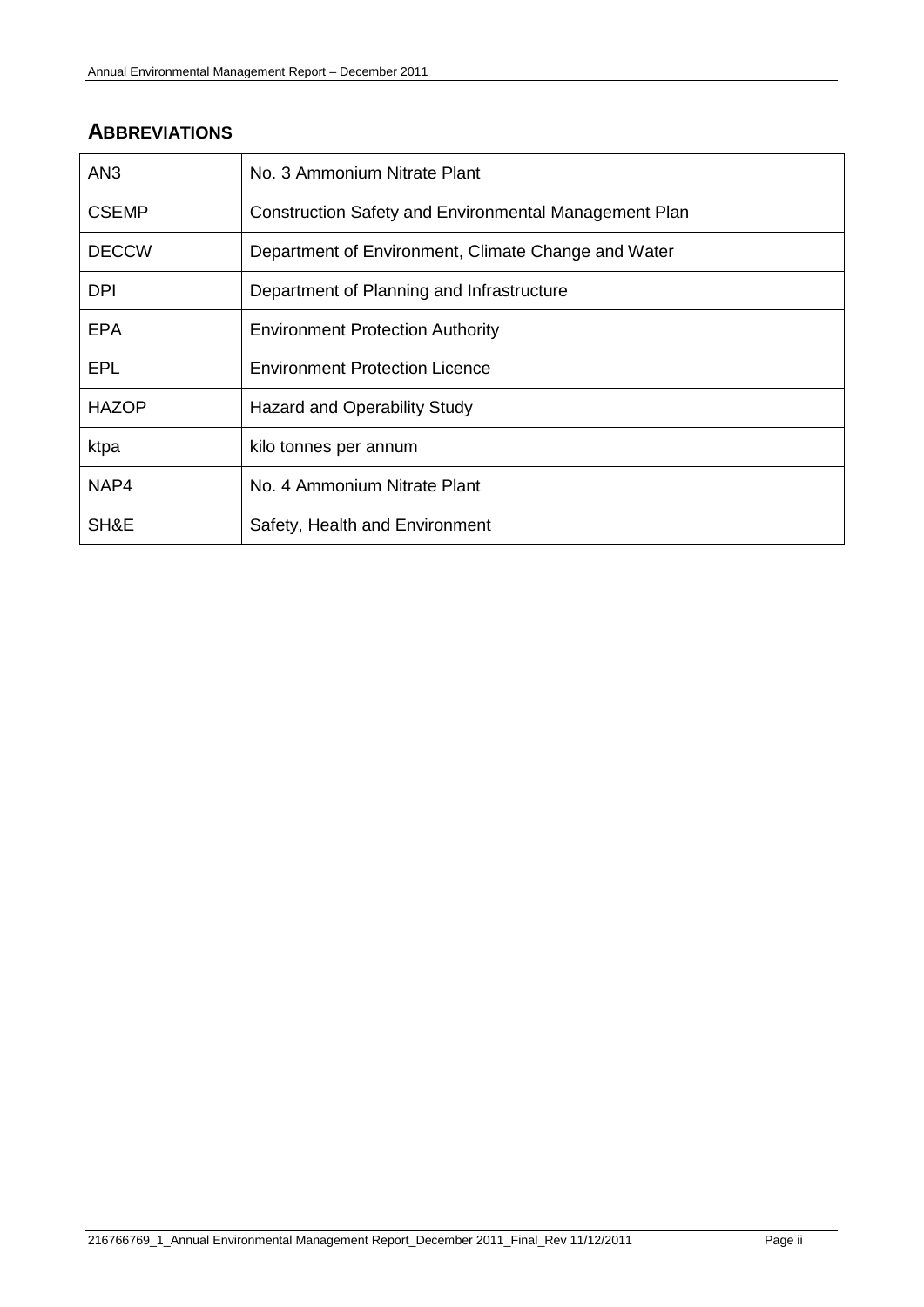## ABBREVIATIONS

| | |
|---|---|
| AN3 | No. 3 Ammonium Nitrate Plant |
| CSEMP | Construction Safety and Environmental Management Plan |
| DECCW | Department of Environment, Climate Change and Water |
| DPI | Department of Planning and Infrastructure |
| EPA | Environment Protection Authority |
| EPL | Environment Protection Licence |
| HAZOP | Hazard and Operability Study |
| ktpa | kilo tonnes per annum |
| NAP4 | No. 4 Ammonium Nitrate Plant |
| SH&E | Safety, Health and Environment |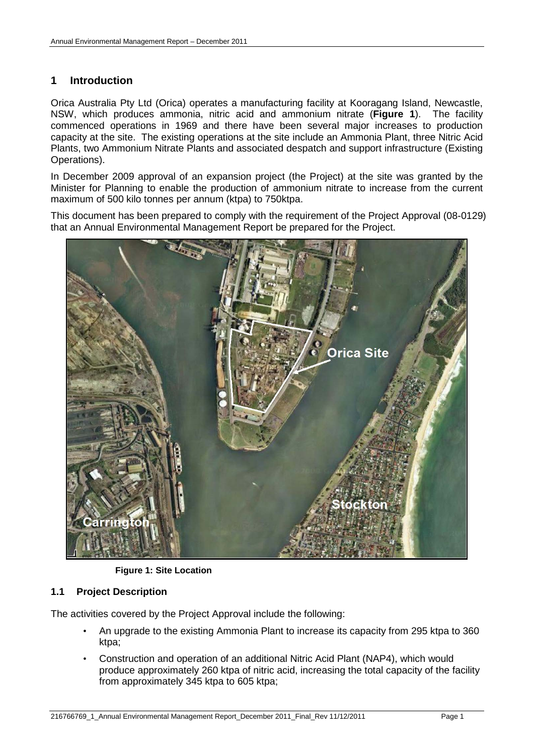# 1 Introduction

Orica Australia Pty Ltd (Orica) operates a manufacturing facility at Kooragang Island, Newcastle, NSW, which produces ammonia, nitric acid and ammonium nitrate (**Figure 1**). The facility commenced operations in 1969 and there have been several major increases to production capacity at the site. The existing operations at the site include an Ammonia Plant, three Nitric Acid Plants, two Ammonium Nitrate Plants and associated despatch and support infrastructure (Existing Operations).

In December 2009 approval of an expansion project (the Project) at the site was granted by the Minister for Planning to enable the production of ammonium nitrate to increase from the current maximum of 500 kilo tonnes per annum (ktpa) to 750ktpa.

This document has been prepared to comply with the requirement of the Project Approval (08-0129) that an Annual Environmental Management Report be prepared for the Project.

**Figure 1: Site Location**

## 1.1 Project Description

The activities covered by the Project Approval include the following:

- An upgrade to the existing Ammonia Plant to increase its capacity from 295 ktpa to 360 ktpa;
- Construction and operation of an additional Nitric Acid Plant (NAP4), which would produce approximately 260 ktpa of nitric acid, increasing the total capacity of the facility from approximately 345 ktpa to 605 ktpa;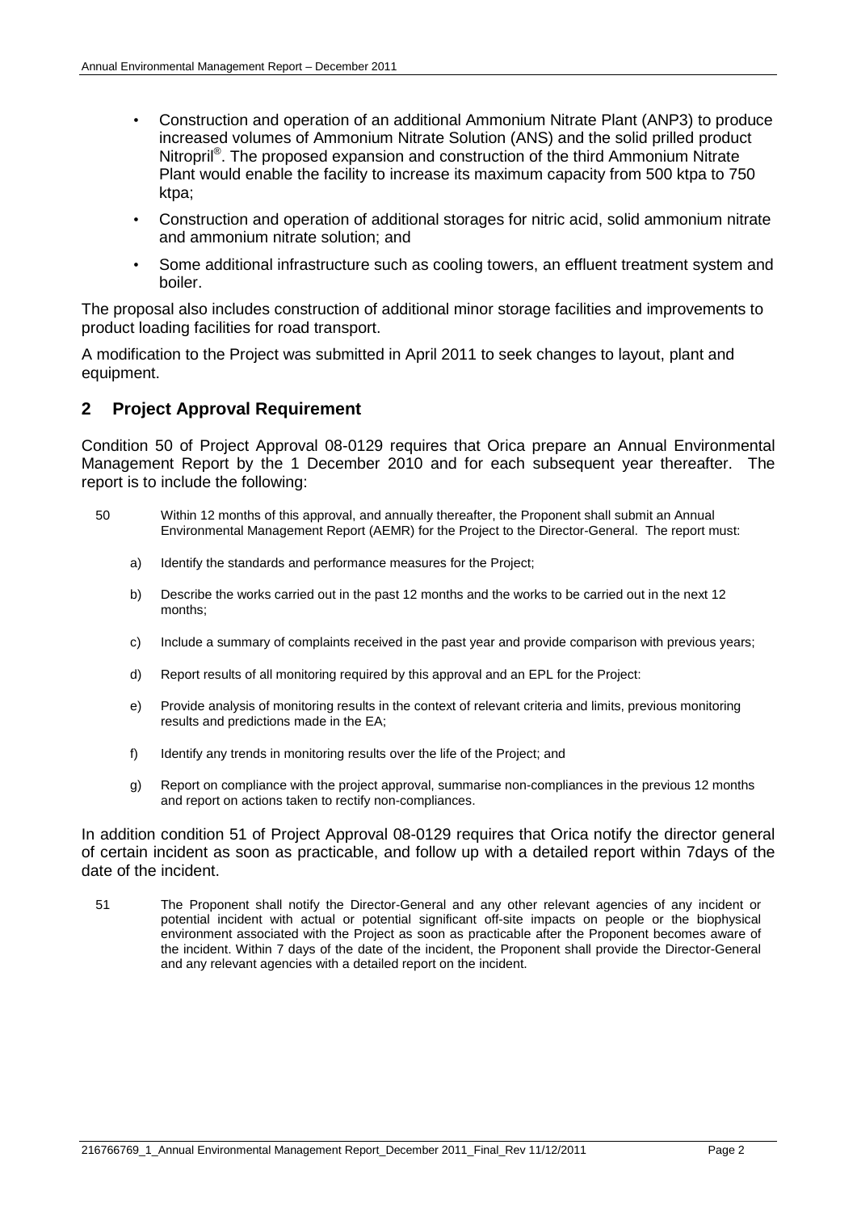- Construction and operation of an additional Ammonium Nitrate Plant (ANP3) to produce increased volumes of Ammonium Nitrate Solution (ANS) and the solid prilled product Nitropril®. The proposed expansion and construction of the third Ammonium Nitrate Plant would enable the facility to increase its maximum capacity from 500 ktpa to 750 ktpa;
- Construction and operation of additional storages for nitric acid, solid ammonium nitrate and ammonium nitrate solution; and
- Some additional infrastructure such as cooling towers, an effluent treatment system and boiler.

The proposal also includes construction of additional minor storage facilities and improvements to product loading facilities for road transport.

A modification to the Project was submitted in April 2011 to seek changes to layout, plant and equipment.

## 2 Project Approval Requirement

Condition 50 of Project Approval 08-0129 requires that Orica prepare an Annual Environmental Management Report by the 1 December 2010 and for each subsequent year thereafter. The report is to include the following:

50 Within 12 months of this approval, and annually thereafter, the Proponent shall submit an Annual Environmental Management Report (AEMR) for the Project to the Director-General. The report must:

a) Identify the standards and performance measures for the Project;

b) Describe the works carried out in the past 12 months and the works to be carried out in the next 12 months;

c) Include a summary of complaints received in the past year and provide comparison with previous years;

d) Report results of all monitoring required by this approval and an EPL for the Project:

e) Provide analysis of monitoring results in the context of relevant criteria and limits, previous monitoring results and predictions made in the EA;

f) Identify any trends in monitoring results over the life of the Project; and

g) Report on compliance with the project approval, summarise non-compliances in the previous 12 months and report on actions taken to rectify non-compliances.

In addition condition 51 of Project Approval 08-0129 requires that Orica notify the director general of certain incident as soon as practicable, and follow up with a detailed report within 7days of the date of the incident.

51 The Proponent shall notify the Director-General and any other relevant agencies of any incident or potential incident with actual or potential significant off-site impacts on people or the biophysical environment associated with the Project as soon as practicable after the Proponent becomes aware of the incident. Within 7 days of the date of the incident, the Proponent shall provide the Director-General and any relevant agencies with a detailed report on the incident.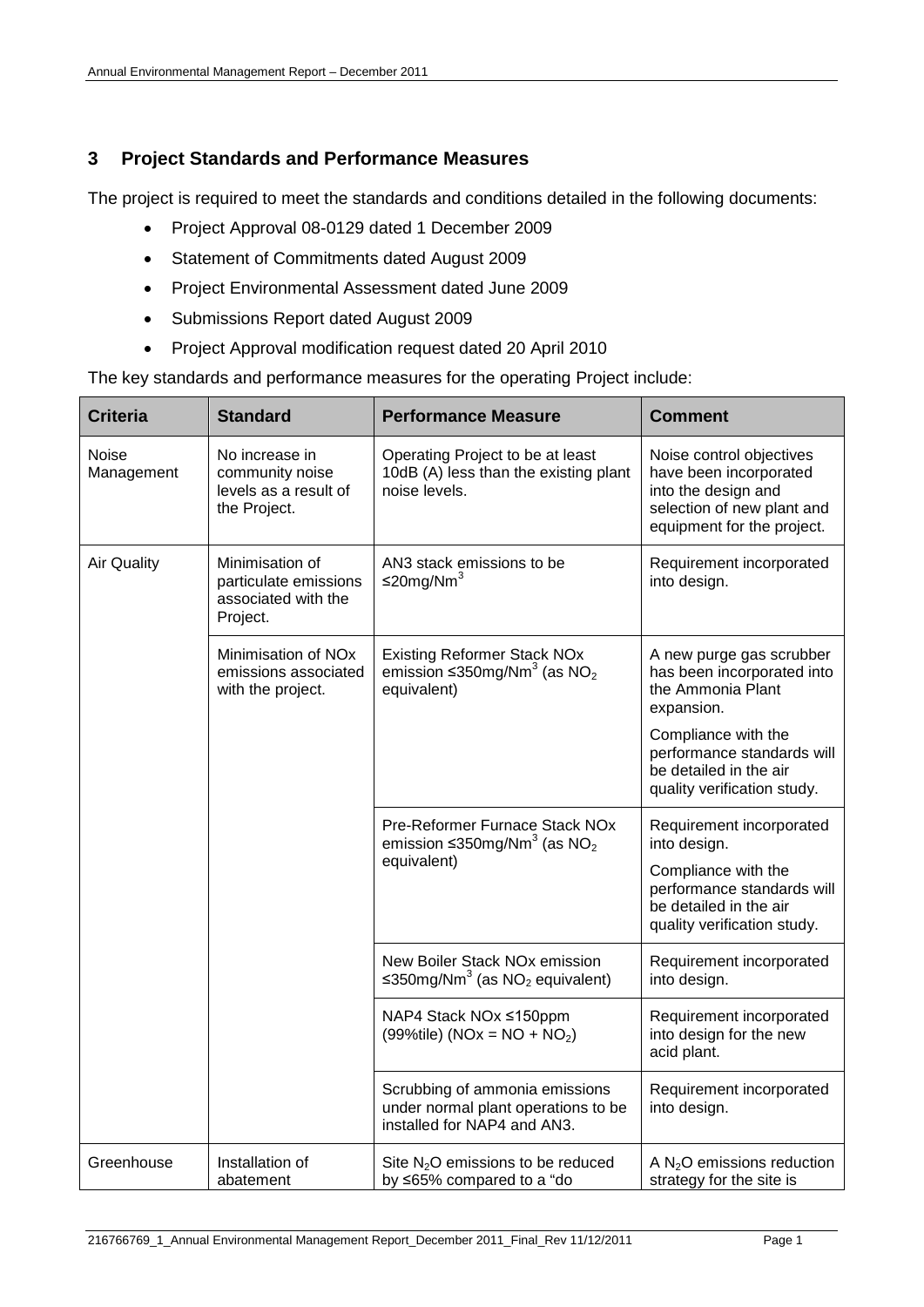## 3 Project Standards and Performance Measures

The project is required to meet the standards and conditions detailed in the following documents:

- Project Approval 08-0129 dated 1 December 2009
- Statement of Commitments dated August 2009
- Project Environmental Assessment dated June 2009
- Submissions Report dated August 2009
- Project Approval modification request dated 20 April 2010

The key standards and performance measures for the operating Project include:

| Criteria | Standard | Performance Measure | Comment |
|---|---|---|---|
| Noise Management | No increase in community noise levels as a result of the Project. | Operating Project to be at least 10dB (A) less than the existing plant noise levels. | Noise control objectives have been incorporated into the design and selection of new plant and equipment for the project. |
| Air Quality | Minimisation of particulate emissions associated with the Project. | AN3 stack emissions to be ≤20mg/Nm$^3$ | Requirement incorporated into design. |
| | Minimisation of NOx emissions associated with the project. | Existing Reformer Stack NOx emission ≤350mg/Nm$^3$ (as $NO_2$ equivalent) | A new purge gas scrubber has been incorporated into the Ammonia Plant expansion.<br><br>Compliance with the performance standards will be detailed in the air quality verification study. |
| | | Pre-Reformer Furnace Stack NOx emission ≤350mg/Nm$^3$ (as $NO_2$ equivalent) | Requirement incorporated into design.<br><br>Compliance with the performance standards will be detailed in the air quality verification study. |
| | | New Boiler Stack NOx emission ≤350mg/Nm$^3$ (as $NO_2$ equivalent) | Requirement incorporated into design. |
| | | NAP4 Stack NOx ≤150ppm (99%tile) (NOx = NO + $NO_2$) | Requirement incorporated into design for the new acid plant. |
| | | Scrubbing of ammonia emissions under normal plant operations to be installed for NAP4 and AN3. | Requirement incorporated into design. |
| Greenhouse | Installation of abatement | Site $N_2O$ emissions to be reduced by ≤65% compared to a "do | A $N_2O$ emissions reduction strategy for the site is |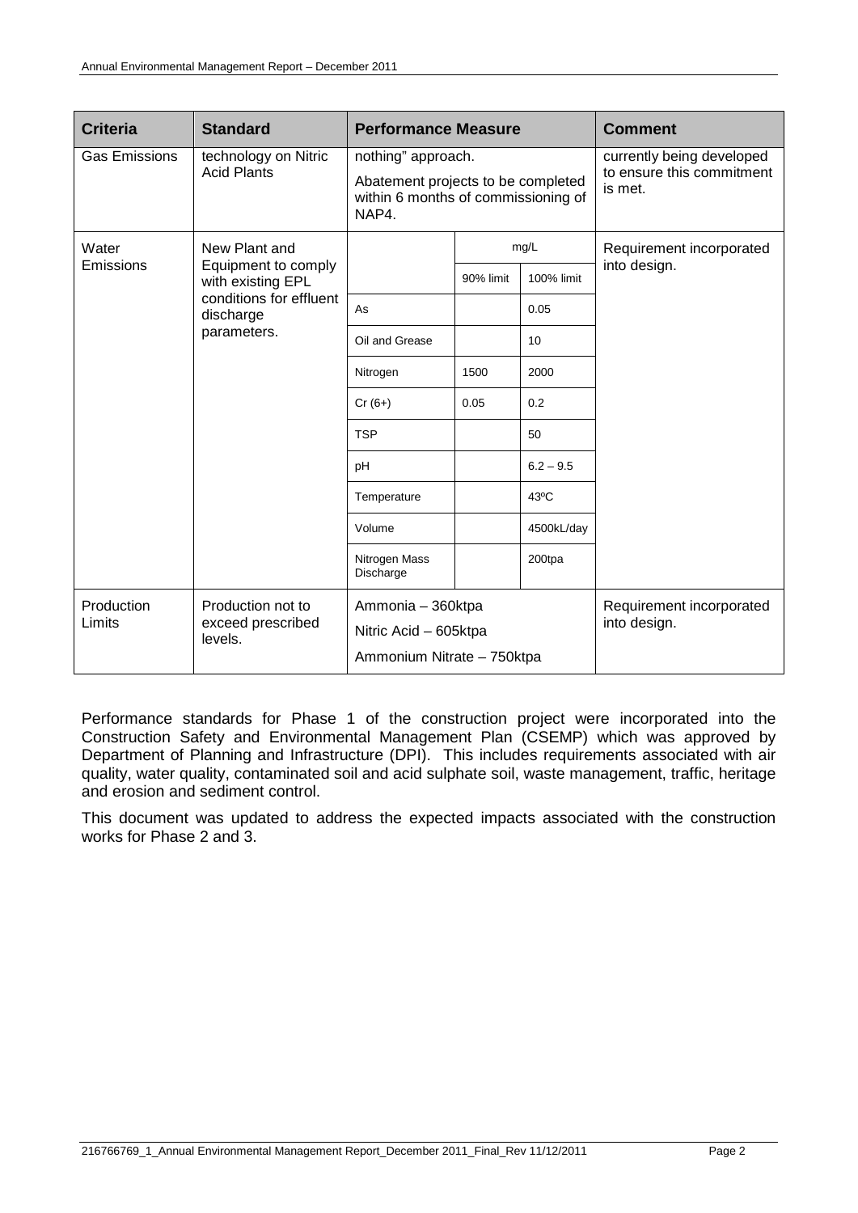| Criteria | Standard | Performance Measure | | | Comment |
|---|---|---|---|---|---|
| Gas Emissions | technology on Nitric Acid Plants | nothing" approach.<br>Abatement projects to be completed within 6 months of commissioning of NAP4. | | | currently being developed to ensure this commitment is met. |
| Water Emissions | New Plant and Equipment to comply with existing EPL conditions for effluent discharge parameters. | | mg/L | | Requirement incorporated into design. |
| | | | 90% limit | 100% limit | |
| | | As | | 0.05 | |
| | | Oil and Grease | | 10 | |
| | | Nitrogen | 1500 | 2000 | |
| | | Cr (6+) | 0.05 | 0.2 | |
| | | TSP | | 50 | |
| | | pH | | 6.2 – 9.5 | |
| | | Temperature | | 43ºC | |
| | | Volume | | 4500kL/day | |
| | | Nitrogen Mass Discharge | | 200tpa | |
| Production Limits | Production not to exceed prescribed levels. | Ammonia – 360ktpa<br>Nitric Acid – 605ktpa<br>Ammonium Nitrate – 750ktpa | | | Requirement incorporated into design. |

Performance standards for Phase 1 of the construction project were incorporated into the Construction Safety and Environmental Management Plan (CSEMP) which was approved by Department of Planning and Infrastructure (DPI). This includes requirements associated with air quality, water quality, contaminated soil and acid sulphate soil, waste management, traffic, heritage and erosion and sediment control.

This document was updated to address the expected impacts associated with the construction works for Phase 2 and 3.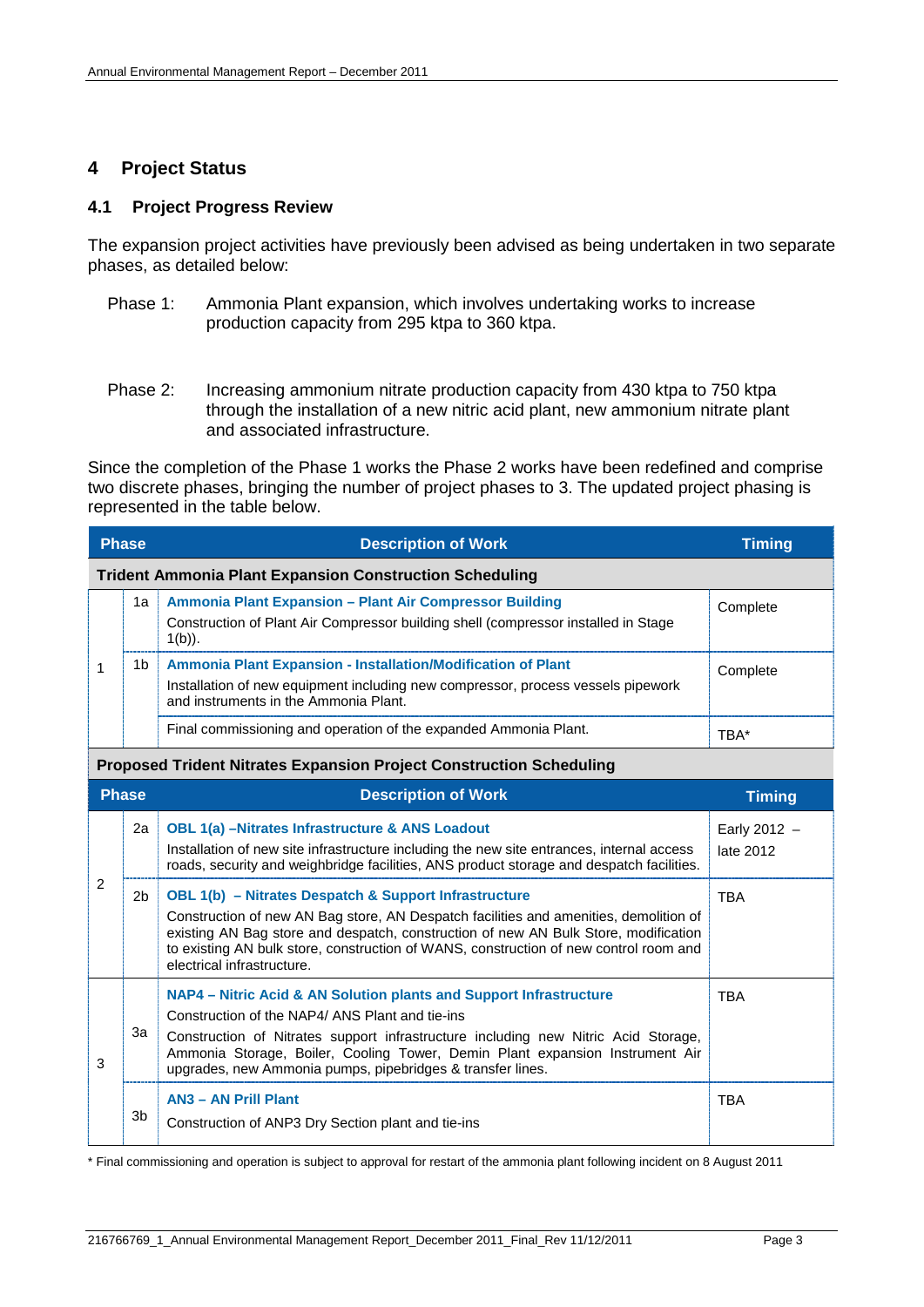# 4 Project Status

## 4.1 Project Progress Review

The expansion project activities have previously been advised as being undertaken in two separate phases, as detailed below:

Phase 1: Ammonia Plant expansion, which involves undertaking works to increase production capacity from 295 ktpa to 360 ktpa.

Phase 2: Increasing ammonium nitrate production capacity from 430 ktpa to 750 ktpa through the installation of a new nitric acid plant, new ammonium nitrate plant and associated infrastructure.

Since the completion of the Phase 1 works the Phase 2 works have been redefined and comprise two discrete phases, bringing the number of project phases to 3. The updated project phasing is represented in the table below.

| Phase | | Description of Work | Timing |
|---|---|---|---|
| **Trident Ammonia Plant Expansion Construction Scheduling** | | | |
| 1 | 1a | **Ammonia Plant Expansion – Plant Air Compressor Building**<br>Construction of Plant Air Compressor building shell (compressor installed in Stage 1(b)). | Complete |
| | 1b | **Ammonia Plant Expansion - Installation/Modification of Plant**<br>Installation of new equipment including new compressor, process vessels pipework and instruments in the Ammonia Plant. | Complete |
| | | Final commissioning and operation of the expanded Ammonia Plant. | TBA* |
| **Proposed Trident Nitrates Expansion Project Construction Scheduling** | | | |
| **Phase** | | **Description of Work** | **Timing** |
| 2 | 2a | **OBL 1(a) –Nitrates Infrastructure & ANS Loadout**<br>Installation of new site infrastructure including the new site entrances, internal access roads, security and weighbridge facilities, ANS product storage and despatch facilities. | Early 2012 – late 2012 |
| | 2b | **OBL 1(b) – Nitrates Despatch & Support Infrastructure**<br>Construction of new AN Bag store, AN Despatch facilities and amenities, demolition of existing AN Bag store and despatch, construction of new AN Bulk Store, modification to existing AN bulk store, construction of WANS, construction of new control room and electrical infrastructure. | TBA |
| 3 | 3a | **NAP4 – Nitric Acid & AN Solution plants and Support Infrastructure**<br>Construction of the NAP4/ ANS Plant and tie-ins<br>Construction of Nitrates support infrastructure including new Nitric Acid Storage, Ammonia Storage, Boiler, Cooling Tower, Demin Plant expansion Instrument Air upgrades, new Ammonia pumps, pipebridges & transfer lines. | TBA |
| | 3b | **AN3 – AN Prill Plant**<br>Construction of ANP3 Dry Section plant and tie-ins | TBA |

\* Final commissioning and operation is subject to approval for restart of the ammonia plant following incident on 8 August 2011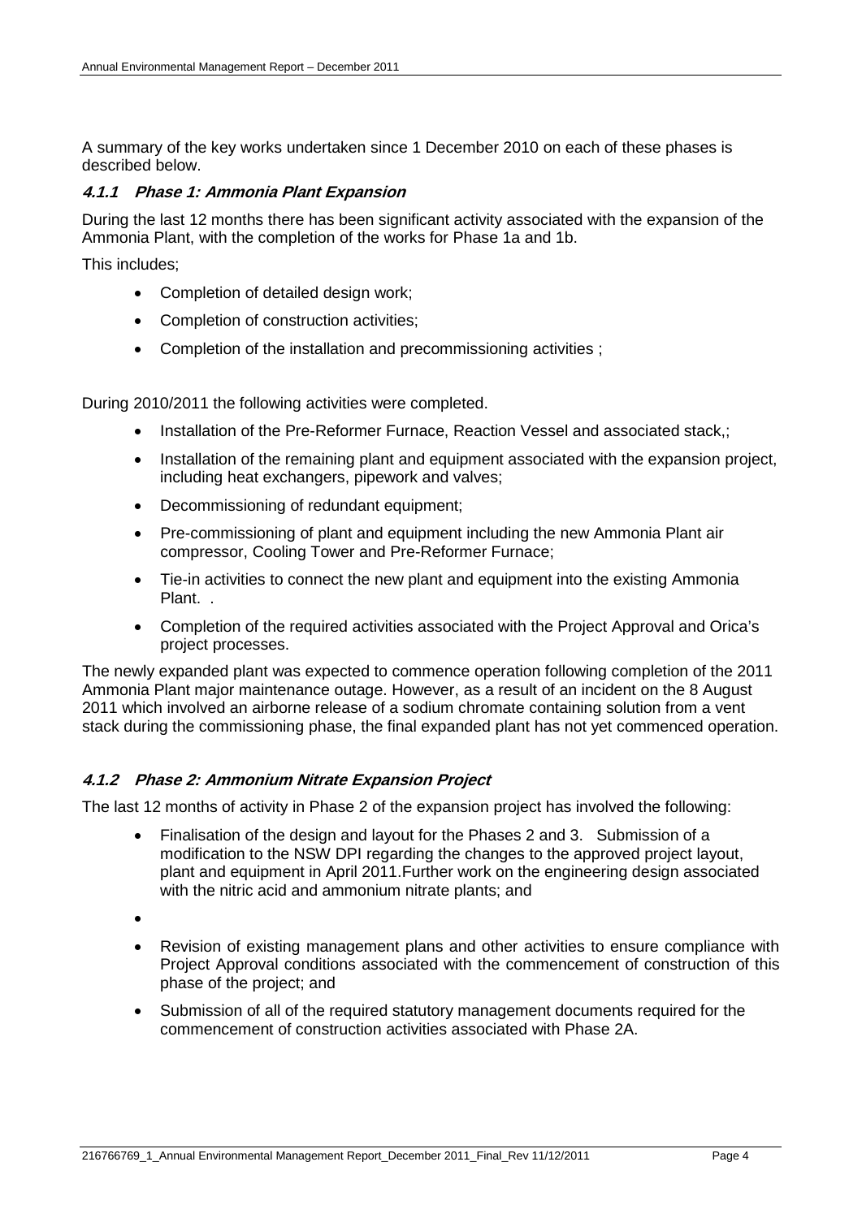A summary of the key works undertaken since 1 December 2010 on each of these phases is described below.

### *4.1.1 Phase 1: Ammonia Plant Expansion*

During the last 12 months there has been significant activity associated with the expansion of the Ammonia Plant, with the completion of the works for Phase 1a and 1b.

This includes;

- Completion of detailed design work;
- Completion of construction activities;
- Completion of the installation and precommissioning activities ;

During 2010/2011 the following activities were completed.

- Installation of the Pre-Reformer Furnace, Reaction Vessel and associated stack,;
- Installation of the remaining plant and equipment associated with the expansion project, including heat exchangers, pipework and valves;
- Decommissioning of redundant equipment;
- Pre-commissioning of plant and equipment including the new Ammonia Plant air compressor, Cooling Tower and Pre-Reformer Furnace;
- Tie-in activities to connect the new plant and equipment into the existing Ammonia Plant. .
- Completion of the required activities associated with the Project Approval and Orica's project processes.

The newly expanded plant was expected to commence operation following completion of the 2011 Ammonia Plant major maintenance outage. However, as a result of an incident on the 8 August 2011 which involved an airborne release of a sodium chromate containing solution from a vent stack during the commissioning phase, the final expanded plant has not yet commenced operation.

### *4.1.2 Phase 2: Ammonium Nitrate Expansion Project*

The last 12 months of activity in Phase 2 of the expansion project has involved the following:

- Finalisation of the design and layout for the Phases 2 and 3. Submission of a modification to the NSW DPI regarding the changes to the approved project layout, plant and equipment in April 2011.Further work on the engineering design associated with the nitric acid and ammonium nitrate plants; and
- Revision of existing management plans and other activities to ensure compliance with Project Approval conditions associated with the commencement of construction of this phase of the project; and
- Submission of all of the required statutory management documents required for the commencement of construction activities associated with Phase 2A.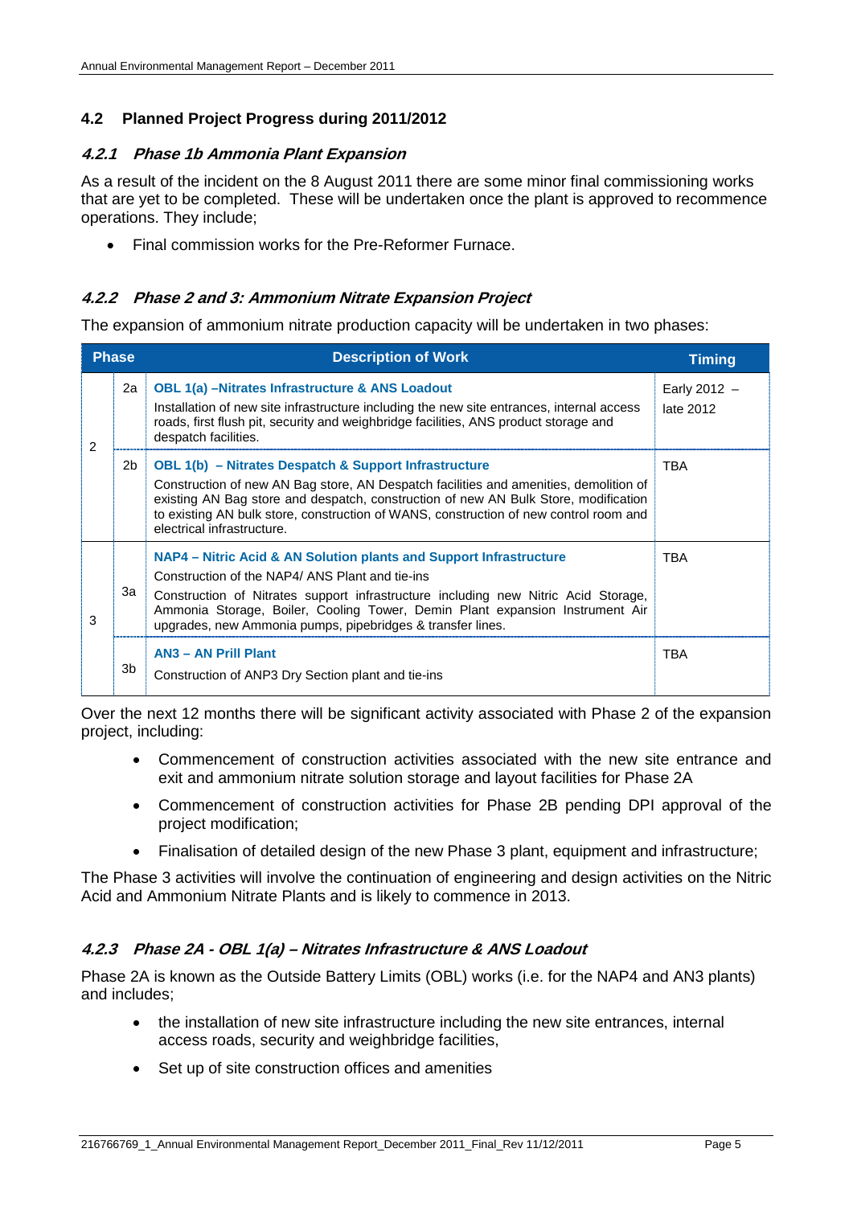## 4.2 Planned Project Progress during 2011/2012

### *4.2.1 Phase 1b Ammonia Plant Expansion*

As a result of the incident on the 8 August 2011 there are some minor final commissioning works that are yet to be completed. These will be undertaken once the plant is approved to recommence operations. They include;

- Final commission works for the Pre-Reformer Furnace.

### *4.2.2 Phase 2 and 3: Ammonium Nitrate Expansion Project*

The expansion of ammonium nitrate production capacity will be undertaken in two phases:

| Phase | | Description of Work | Timing |
|---|---|---|---|
| 2 | 2a | **OBL 1(a) –Nitrates Infrastructure & ANS Loadout**<br>Installation of new site infrastructure including the new site entrances, internal access roads, first flush pit, security and weighbridge facilities, ANS product storage and despatch facilities. | Early 2012 – late 2012 |
| | 2b | **OBL 1(b) – Nitrates Despatch & Support Infrastructure**<br>Construction of new AN Bag store, AN Despatch facilities and amenities, demolition of existing AN Bag store and despatch, construction of new AN Bulk Store, modification to existing AN bulk store, construction of WANS, construction of new control room and electrical infrastructure. | TBA |
| 3 | 3a | **NAP4 – Nitric Acid & AN Solution plants and Support Infrastructure**<br>Construction of the NAP4/ ANS Plant and tie-ins<br>Construction of Nitrates support infrastructure including new Nitric Acid Storage, Ammonia Storage, Boiler, Cooling Tower, Demin Plant expansion Instrument Air upgrades, new Ammonia pumps, pipebridges & transfer lines. | TBA |
| | 3b | **AN3 – AN Prill Plant**<br>Construction of ANP3 Dry Section plant and tie-ins | TBA |

Over the next 12 months there will be significant activity associated with Phase 2 of the expansion project, including:

- Commencement of construction activities associated with the new site entrance and exit and ammonium nitrate solution storage and layout facilities for Phase 2A
- Commencement of construction activities for Phase 2B pending DPI approval of the project modification;
- Finalisation of detailed design of the new Phase 3 plant, equipment and infrastructure;

The Phase 3 activities will involve the continuation of engineering and design activities on the Nitric Acid and Ammonium Nitrate Plants and is likely to commence in 2013.

### *4.2.3 Phase 2A - OBL 1(a) – Nitrates Infrastructure & ANS Loadout*

Phase 2A is known as the Outside Battery Limits (OBL) works (i.e. for the NAP4 and AN3 plants) and includes;

- the installation of new site infrastructure including the new site entrances, internal access roads, security and weighbridge facilities,
- Set up of site construction offices and amenities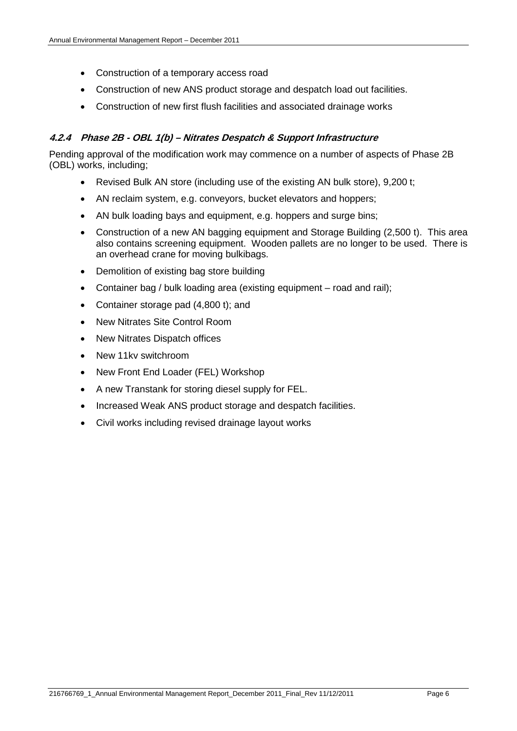- Construction of a temporary access road
- Construction of new ANS product storage and despatch load out facilities.
- Construction of new first flush facilities and associated drainage works

#### *4.2.4 Phase 2B - OBL 1(b) – Nitrates Despatch & Support Infrastructure*

Pending approval of the modification work may commence on a number of aspects of Phase 2B (OBL) works, including;

- Revised Bulk AN store (including use of the existing AN bulk store), 9,200 t;
- AN reclaim system, e.g. conveyors, bucket elevators and hoppers;
- AN bulk loading bays and equipment, e.g. hoppers and surge bins;
- Construction of a new AN bagging equipment and Storage Building (2,500 t). This area also contains screening equipment. Wooden pallets are no longer to be used. There is an overhead crane for moving bulkibags.
- Demolition of existing bag store building
- Container bag / bulk loading area (existing equipment – road and rail);
- Container storage pad (4,800 t); and
- New Nitrates Site Control Room
- New Nitrates Dispatch offices
- New 11kv switchroom
- New Front End Loader (FEL) Workshop
- A new Transtank for storing diesel supply for FEL.
- Increased Weak ANS product storage and despatch facilities.
- Civil works including revised drainage layout works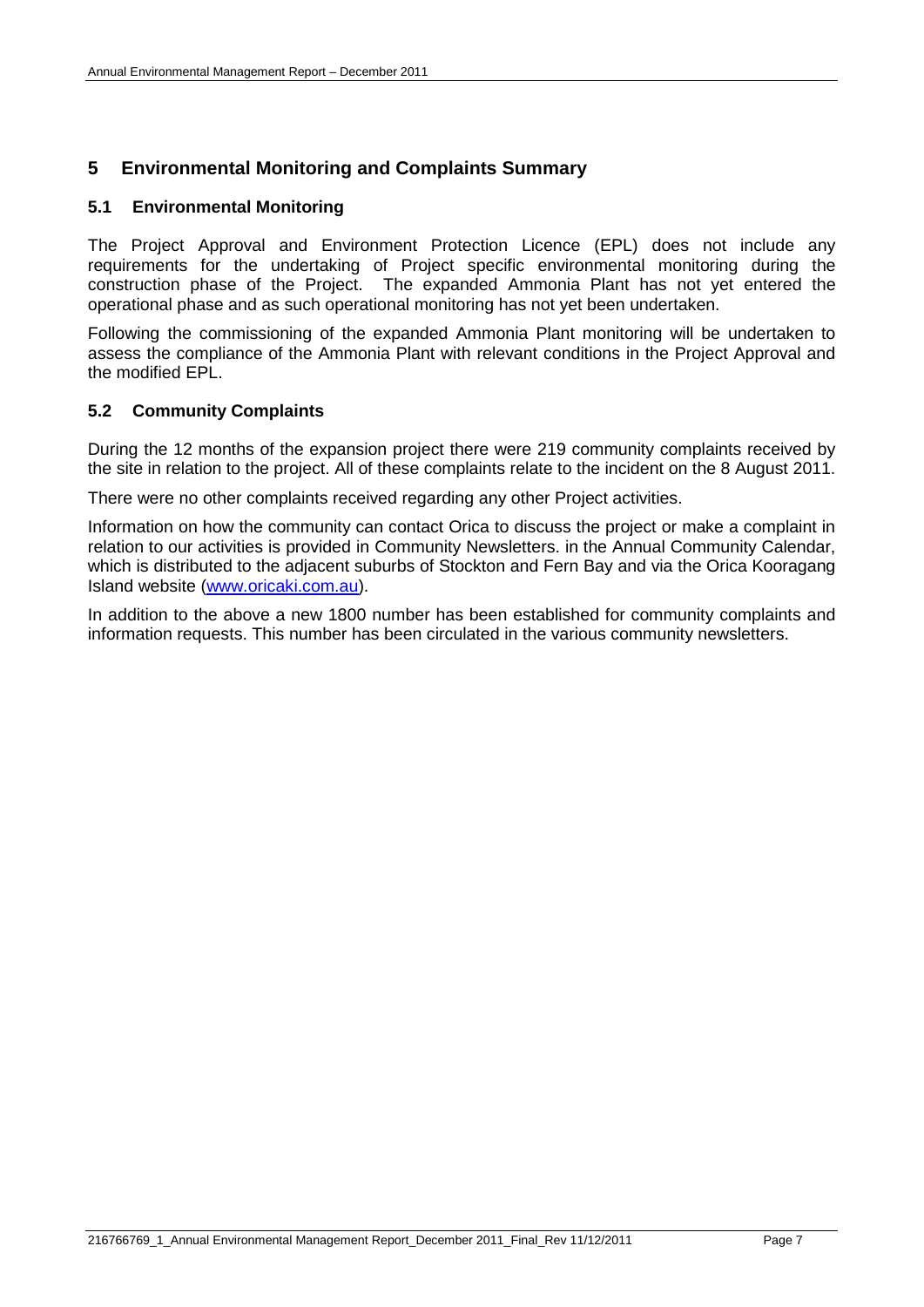# 5 Environmental Monitoring and Complaints Summary

## 5.1 Environmental Monitoring

The Project Approval and Environment Protection Licence (EPL) does not include any requirements for the undertaking of Project specific environmental monitoring during the construction phase of the Project. The expanded Ammonia Plant has not yet entered the operational phase and as such operational monitoring has not yet been undertaken.

Following the commissioning of the expanded Ammonia Plant monitoring will be undertaken to assess the compliance of the Ammonia Plant with relevant conditions in the Project Approval and the modified EPL.

## 5.2 Community Complaints

During the 12 months of the expansion project there were 219 community complaints received by the site in relation to the project. All of these complaints relate to the incident on the 8 August 2011.

There were no other complaints received regarding any other Project activities.

Information on how the community can contact Orica to discuss the project or make a complaint in relation to our activities is provided in Community Newsletters. in the Annual Community Calendar, which is distributed to the adjacent suburbs of Stockton and Fern Bay and via the Orica Kooragang Island website (www.oricaki.com.au).

In addition to the above a new 1800 number has been established for community complaints and information requests. This number has been circulated in the various community newsletters.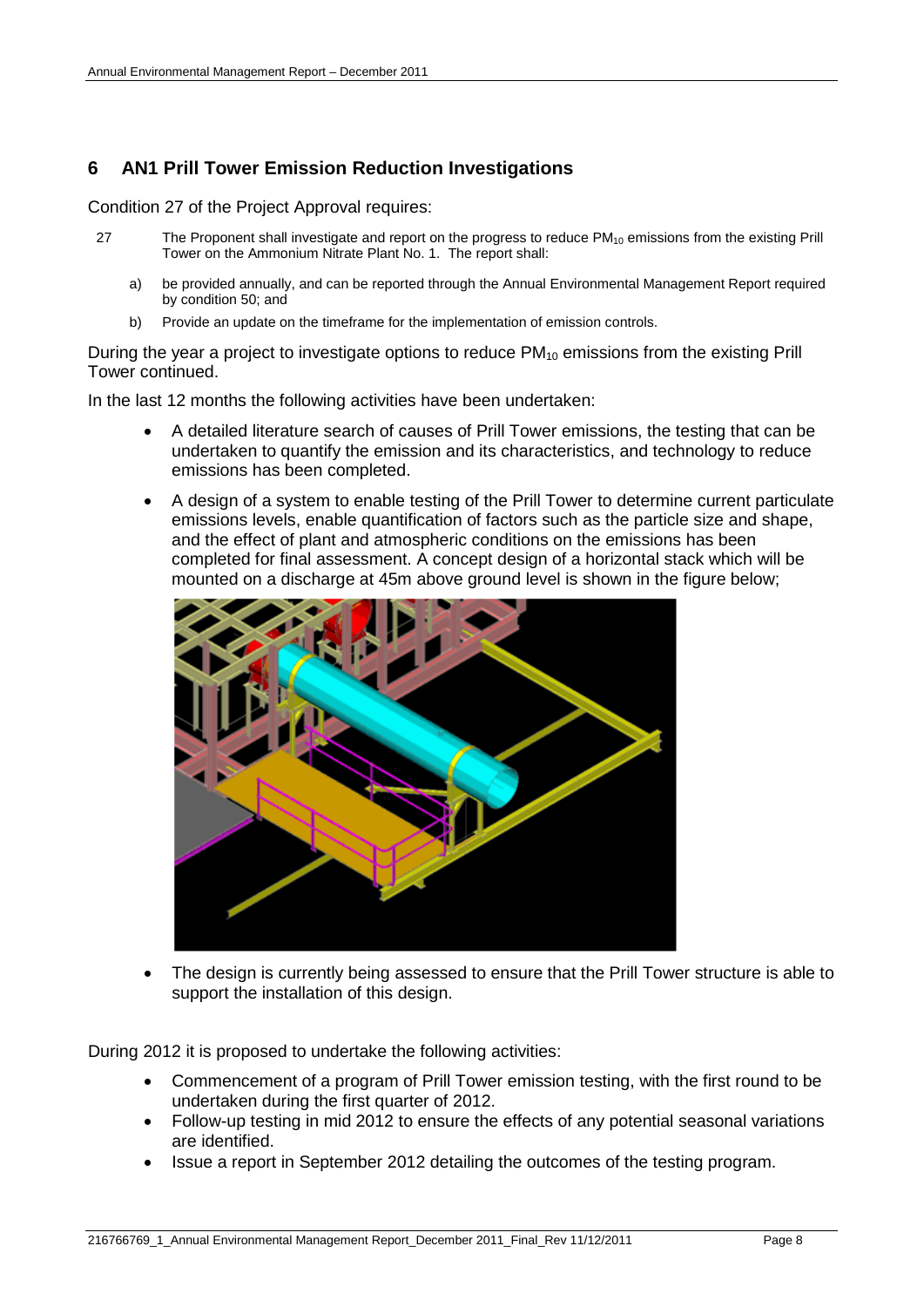## 6 AN1 Prill Tower Emission Reduction Investigations

Condition 27 of the Project Approval requires:

27 The Proponent shall investigate and report on the progress to reduce $PM_{10}$ emissions from the existing Prill Tower on the Ammonium Nitrate Plant No. 1. The report shall:

a) be provided annually, and can be reported through the Annual Environmental Management Report required by condition 50; and

b) Provide an update on the timeframe for the implementation of emission controls.

During the year a project to investigate options to reduce $PM_{10}$ emissions from the existing Prill Tower continued.

In the last 12 months the following activities have been undertaken:

- A detailed literature search of causes of Prill Tower emissions, the testing that can be undertaken to quantify the emission and its characteristics, and technology to reduce emissions has been completed.
- A design of a system to enable testing of the Prill Tower to determine current particulate emissions levels, enable quantification of factors such as the particle size and shape, and the effect of plant and atmospheric conditions on the emissions has been completed for final assessment. A concept design of a horizontal stack which will be mounted on a discharge at 45m above ground level is shown in the figure below;
- The design is currently being assessed to ensure that the Prill Tower structure is able to support the installation of this design.

During 2012 it is proposed to undertake the following activities:

- Commencement of a program of Prill Tower emission testing, with the first round to be undertaken during the first quarter of 2012.
- Follow-up testing in mid 2012 to ensure the effects of any potential seasonal variations are identified.
- Issue a report in September 2012 detailing the outcomes of the testing program.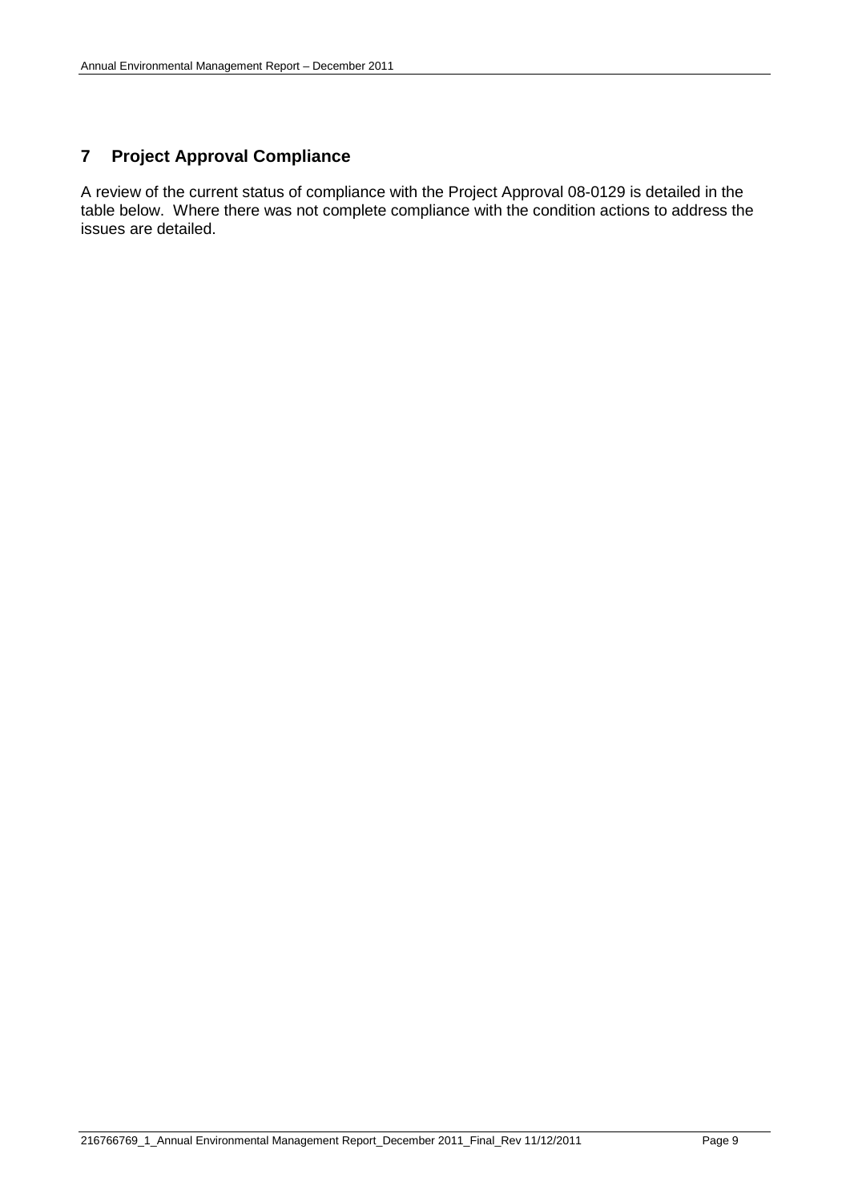## 7 Project Approval Compliance

A review of the current status of compliance with the Project Approval 08-0129 is detailed in the table below. Where there was not complete compliance with the condition actions to address the issues are detailed.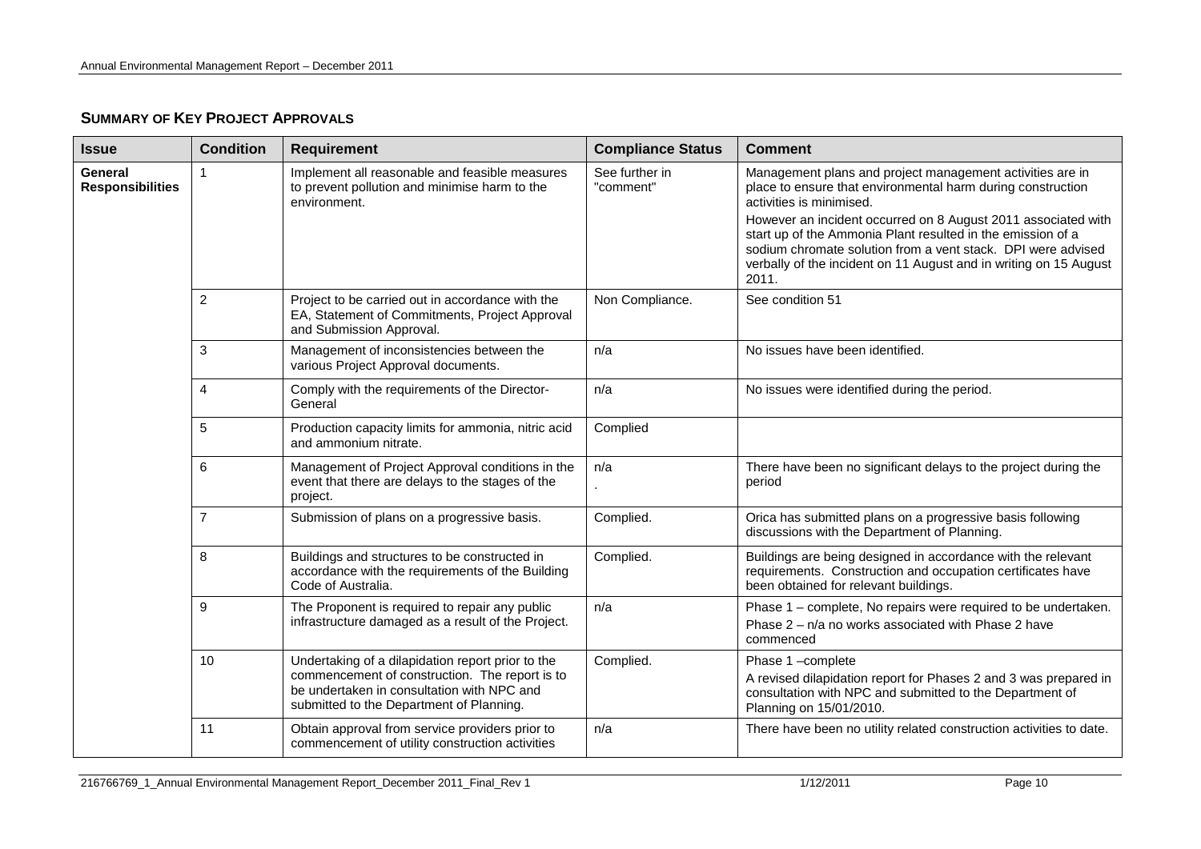## SUMMARY OF KEY PROJECT APPROVALS

| Issue | Condition | Requirement | Compliance Status | Comment |
|---|---|---|---|---|
| **General Responsibilities** | 1 | Implement all reasonable and feasible measures to prevent pollution and minimise harm to the environment. | See further in "comment" | Management plans and project management activities are in place to ensure that environmental harm during construction activities is minimised.<br>However an incident occurred on 8 August 2011 associated with start up of the Ammonia Plant resulted in the emission of a sodium chromate solution from a vent stack. DPI were advised verbally of the incident on 11 August and in writing on 15 August 2011. |
| | 2 | Project to be carried out in accordance with the EA, Statement of Commitments, Project Approval and Submission Approval. | Non Compliance. | See condition 51 |
| | 3 | Management of inconsistencies between the various Project Approval documents. | n/a | No issues have been identified. |
| | 4 | Comply with the requirements of the Director-General | n/a | No issues were identified during the period. |
| | 5 | Production capacity limits for ammonia, nitric acid and ammonium nitrate. | Complied | |
| | 6 | Management of Project Approval conditions in the event that there are delays to the stages of the project. | n/a<br>. | There have been no significant delays to the project during the period |
| | 7 | Submission of plans on a progressive basis. | Complied. | Orica has submitted plans on a progressive basis following discussions with the Department of Planning. |
| | 8 | Buildings and structures to be constructed in accordance with the requirements of the Building Code of Australia. | Complied. | Buildings are being designed in accordance with the relevant requirements. Construction and occupation certificates have been obtained for relevant buildings. |
| | 9 | The Proponent is required to repair any public infrastructure damaged as a result of the Project. | n/a | Phase 1 – complete, No repairs were required to be undertaken.<br>Phase 2 – n/a no works associated with Phase 2 have commenced |
| | 10 | Undertaking of a dilapidation report prior to the commencement of construction. The report is to be undertaken in consultation with NPC and submitted to the Department of Planning. | Complied. | Phase 1 –complete<br>A revised dilapidation report for Phases 2 and 3 was prepared in consultation with NPC and submitted to the Department of Planning on 15/01/2010. |
| | 11 | Obtain approval from service providers prior to commencement of utility construction activities | n/a | There have been no utility related construction activities to date. |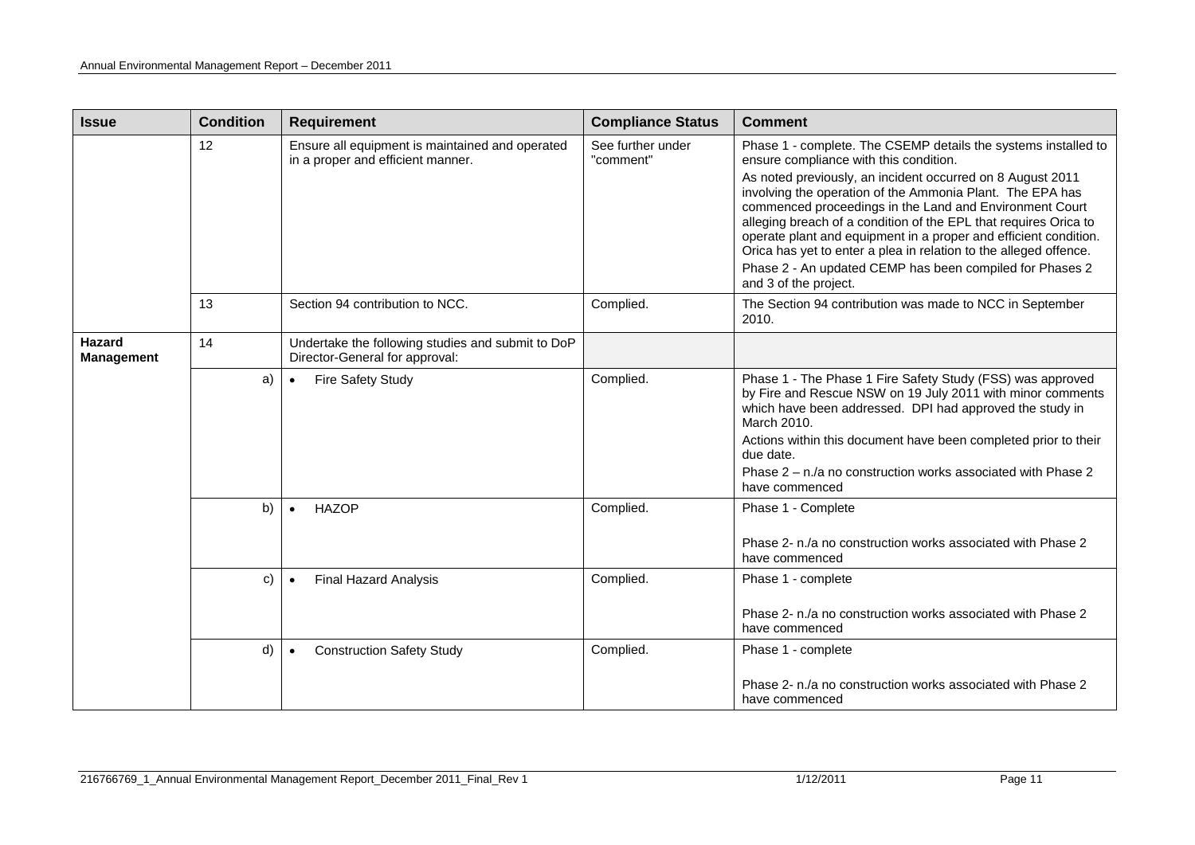| Issue | Condition | Requirement | Compliance Status | Comment |
|---|---|---|---|---|
| | 12 | Ensure all equipment is maintained and operated in a proper and efficient manner. | See further under "comment" | Phase 1 - complete. The CSEMP details the systems installed to ensure compliance with this condition.<br>As noted previously, an incident occurred on 8 August 2011 involving the operation of the Ammonia Plant. The EPA has commenced proceedings in the Land and Environment Court alleging breach of a condition of the EPL that requires Orica to operate plant and equipment in a proper and efficient condition. Orica has yet to enter a plea in relation to the alleged offence.<br>Phase 2 - An updated CEMP has been compiled for Phases 2 and 3 of the project. |
| | 13 | Section 94 contribution to NCC. | Complied. | The Section 94 contribution was made to NCC in September 2010. |
| **Hazard Management** | 14 | Undertake the following studies and submit to DoP Director-General for approval: | | |
| | a) | • Fire Safety Study | Complied. | Phase 1 - The Phase 1 Fire Safety Study (FSS) was approved by Fire and Rescue NSW on 19 July 2011 with minor comments which have been addressed. DPI had approved the study in March 2010.<br>Actions within this document have been completed prior to their due date.<br>Phase 2 – n./a no construction works associated with Phase 2 have commenced |
| | b) | • HAZOP | Complied. | Phase 1 - Complete<br><br>Phase 2- n./a no construction works associated with Phase 2 have commenced |
| | c) | • Final Hazard Analysis | Complied. | Phase 1 - complete<br><br>Phase 2- n./a no construction works associated with Phase 2 have commenced |
| | d) | • Construction Safety Study | Complied. | Phase 1 - complete<br><br>Phase 2- n./a no construction works associated with Phase 2 have commenced |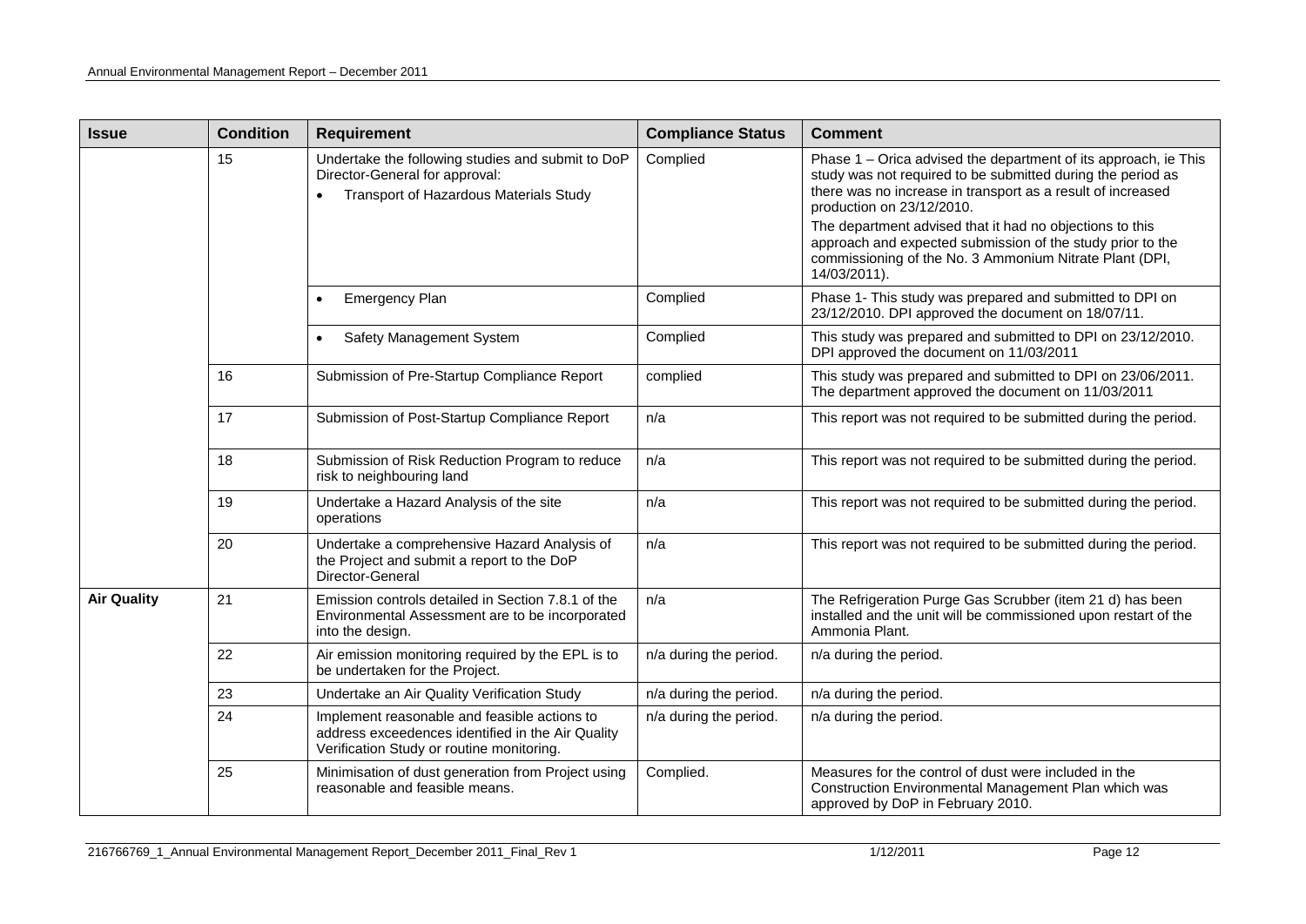| Issue | Condition | Requirement | Compliance Status | Comment |
|---|---|---|---|---|
| | 15 | Undertake the following studies and submit to DoP Director-General for approval:<br>• Transport of Hazardous Materials Study | Complied | Phase 1 – Orica advised the department of its approach, ie This study was not required to be submitted during the period as there was no increase in transport as a result of increased production on 23/12/2010.<br>The department advised that it had no objections to this approach and expected submission of the study prior to the commissioning of the No. 3 Ammonium Nitrate Plant (DPI, 14/03/2011). |
| | | • Emergency Plan | Complied | Phase 1- This study was prepared and submitted to DPI on 23/12/2010. DPI approved the document on 18/07/11. |
| | | • Safety Management System | Complied | This study was prepared and submitted to DPI on 23/12/2010. DPI approved the document on 11/03/2011 |
| | 16 | Submission of Pre-Startup Compliance Report | complied | This study was prepared and submitted to DPI on 23/06/2011. The department approved the document on 11/03/2011 |
| | 17 | Submission of Post-Startup Compliance Report | n/a | This report was not required to be submitted during the period. |
| | 18 | Submission of Risk Reduction Program to reduce risk to neighbouring land | n/a | This report was not required to be submitted during the period. |
| | 19 | Undertake a Hazard Analysis of the site operations | n/a | This report was not required to be submitted during the period. |
| | 20 | Undertake a comprehensive Hazard Analysis of the Project and submit a report to the DoP Director-General | n/a | This report was not required to be submitted during the period. |
| **Air Quality** | 21 | Emission controls detailed in Section 7.8.1 of the Environmental Assessment are to be incorporated into the design. | n/a | The Refrigeration Purge Gas Scrubber (item 21 d) has been installed and the unit will be commissioned upon restart of the Ammonia Plant. |
| | 22 | Air emission monitoring required by the EPL is to be undertaken for the Project. | n/a during the period. | n/a during the period. |
| | 23 | Undertake an Air Quality Verification Study | n/a during the period. | n/a during the period. |
| | 24 | Implement reasonable and feasible actions to address exceedences identified in the Air Quality Verification Study or routine monitoring. | n/a during the period. | n/a during the period. |
| | 25 | Minimisation of dust generation from Project using reasonable and feasible means. | Complied. | Measures for the control of dust were included in the Construction Environmental Management Plan which was approved by DoP in February 2010. |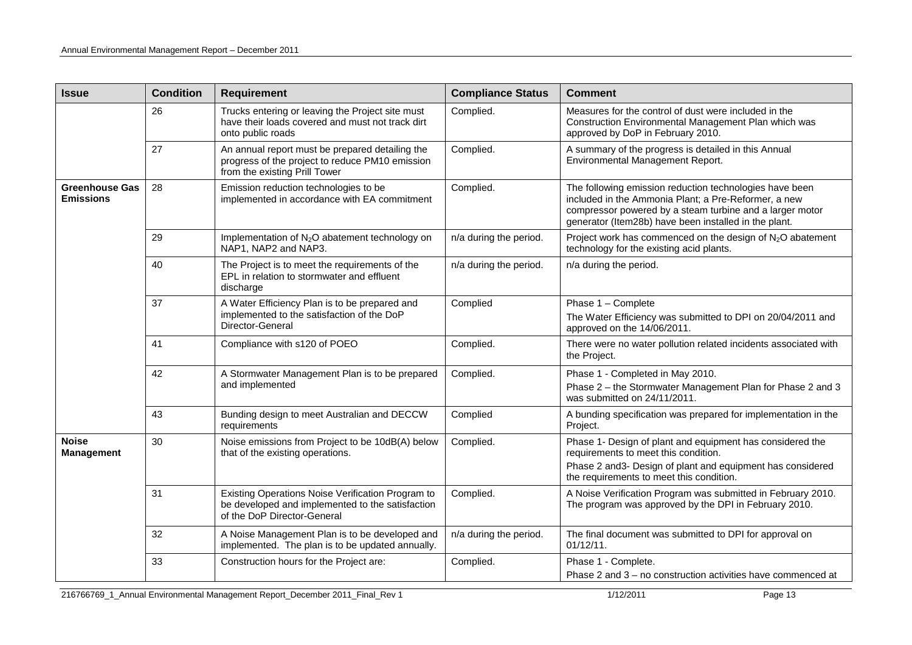| Issue | Condition | Requirement | Compliance Status | Comment |
|---|---|---|---|---|
| | 26 | Trucks entering or leaving the Project site must have their loads covered and must not track dirt onto public roads | Complied. | Measures for the control of dust were included in the Construction Environmental Management Plan which was approved by DoP in February 2010. |
| | 27 | An annual report must be prepared detailing the progress of the project to reduce PM10 emission from the existing Prill Tower | Complied. | A summary of the progress is detailed in this Annual Environmental Management Report. |
| **Greenhouse Gas Emissions** | 28 | Emission reduction technologies to be implemented in accordance with EA commitment | Complied. | The following emission reduction technologies have been included in the Ammonia Plant; a Pre-Reformer, a new compressor powered by a steam turbine and a larger motor generator (Item28b) have been installed in the plant. |
| | 29 | Implementation of $N_2O$ abatement technology on NAP1, NAP2 and NAP3. | n/a during the period. | Project work has commenced on the design of $N_2O$ abatement technology for the existing acid plants. |
| | 40 | The Project is to meet the requirements of the EPL in relation to stormwater and effluent discharge | n/a during the period. | n/a during the period. |
| | 37 | A Water Efficiency Plan is to be prepared and implemented to the satisfaction of the DoP Director-General | Complied | Phase 1 – Complete<br>The Water Efficiency was submitted to DPI on 20/04/2011 and approved on the 14/06/2011. |
| | 41 | Compliance with s120 of POEO | Complied. | There were no water pollution related incidents associated with the Project. |
| | 42 | A Stormwater Management Plan is to be prepared and implemented | Complied. | Phase 1 - Completed in May 2010.<br>Phase 2 – the Stormwater Management Plan for Phase 2 and 3 was submitted on 24/11/2011. |
| | 43 | Bunding design to meet Australian and DECCW requirements | Complied | A bunding specification was prepared for implementation in the Project. |
| **Noise Management** | 30 | Noise emissions from Project to be 10dB(A) below that of the existing operations. | Complied. | Phase 1- Design of plant and equipment has considered the requirements to meet this condition.<br>Phase 2 and3- Design of plant and equipment has considered the requirements to meet this condition. |
| | 31 | Existing Operations Noise Verification Program to be developed and implemented to the satisfaction of the DoP Director-General | Complied. | A Noise Verification Program was submitted in February 2010. The program was approved by the DPI in February 2010. |
| | 32 | A Noise Management Plan is to be developed and implemented. The plan is to be updated annually. | n/a during the period. | The final document was submitted to DPI for approval on 01/12/11. |
| | 33 | Construction hours for the Project are: | Complied. | Phase 1 - Complete.<br>Phase 2 and 3 – no construction activities have commenced at |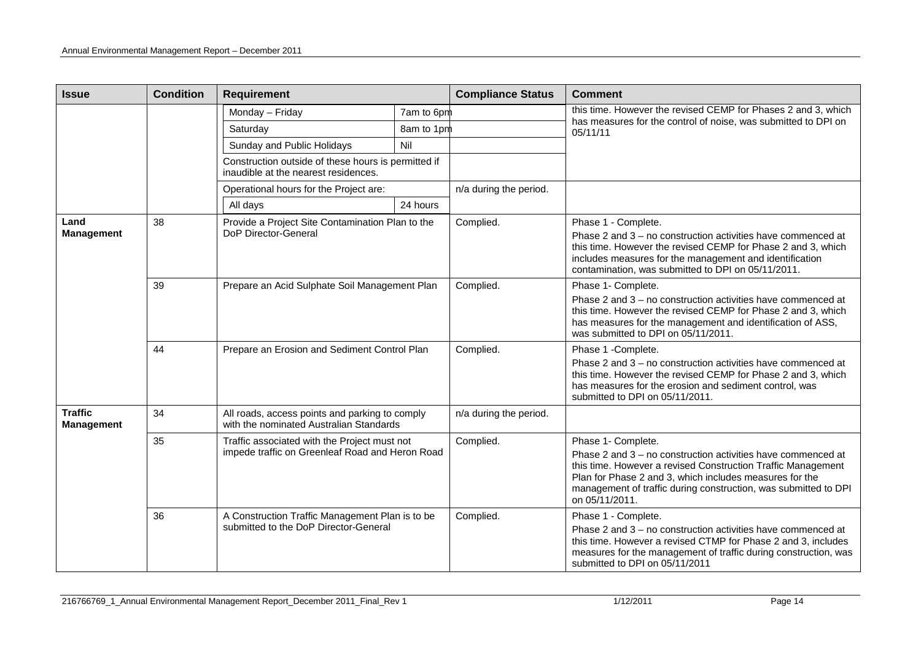| Issue | Condition | Requirement | | Compliance Status | Comment |
|---|---|---|---|---|---|
| | | Monday – Friday | 7am to 6pm | | this time. However the revised CEMP for Phases 2 and 3, which has measures for the control of noise, was submitted to DPI on 05/11/11 |
| | | Saturday | 8am to 1pm | | |
| | | Sunday and Public Holidays | Nil | | |
| | | Construction outside of these hours is permitted if inaudible at the nearest residences. | | | |
| | | Operational hours for the Project are: | | n/a during the period. | |
| | | All days | 24 hours | | |
| **Land Management** | 38 | Provide a Project Site Contamination Plan to the DoP Director-General | | Complied. | Phase 1 - Complete.<br>Phase 2 and 3 – no construction activities have commenced at this time. However the revised CEMP for Phase 2 and 3, which includes measures for the management and identification contamination, was submitted to DPI on 05/11/2011. |
| | 39 | Prepare an Acid Sulphate Soil Management Plan | | Complied. | Phase 1- Complete.<br>Phase 2 and 3 – no construction activities have commenced at this time. However the revised CEMP for Phase 2 and 3, which has measures for the management and identification of ASS, was submitted to DPI on 05/11/2011. |
| | 44 | Prepare an Erosion and Sediment Control Plan | | Complied. | Phase 1 -Complete.<br>Phase 2 and 3 – no construction activities have commenced at this time. However the revised CEMP for Phase 2 and 3, which has measures for the erosion and sediment control, was submitted to DPI on 05/11/2011. |
| **Traffic Management** | 34 | All roads, access points and parking to comply with the nominated Australian Standards | | n/a during the period. | |
| | 35 | Traffic associated with the Project must not impede traffic on Greenleaf Road and Heron Road | | Complied. | Phase 1- Complete.<br>Phase 2 and 3 – no construction activities have commenced at this time. However a revised Construction Traffic Management Plan for Phase 2 and 3, which includes measures for the management of traffic during construction, was submitted to DPI on 05/11/2011. |
| | 36 | A Construction Traffic Management Plan is to be submitted to the DoP Director-General | | Complied. | Phase 1 - Complete.<br>Phase 2 and 3 – no construction activities have commenced at this time. However a revised CTMP for Phase 2 and 3, includes measures for the management of traffic during construction, was submitted to DPI on 05/11/2011 |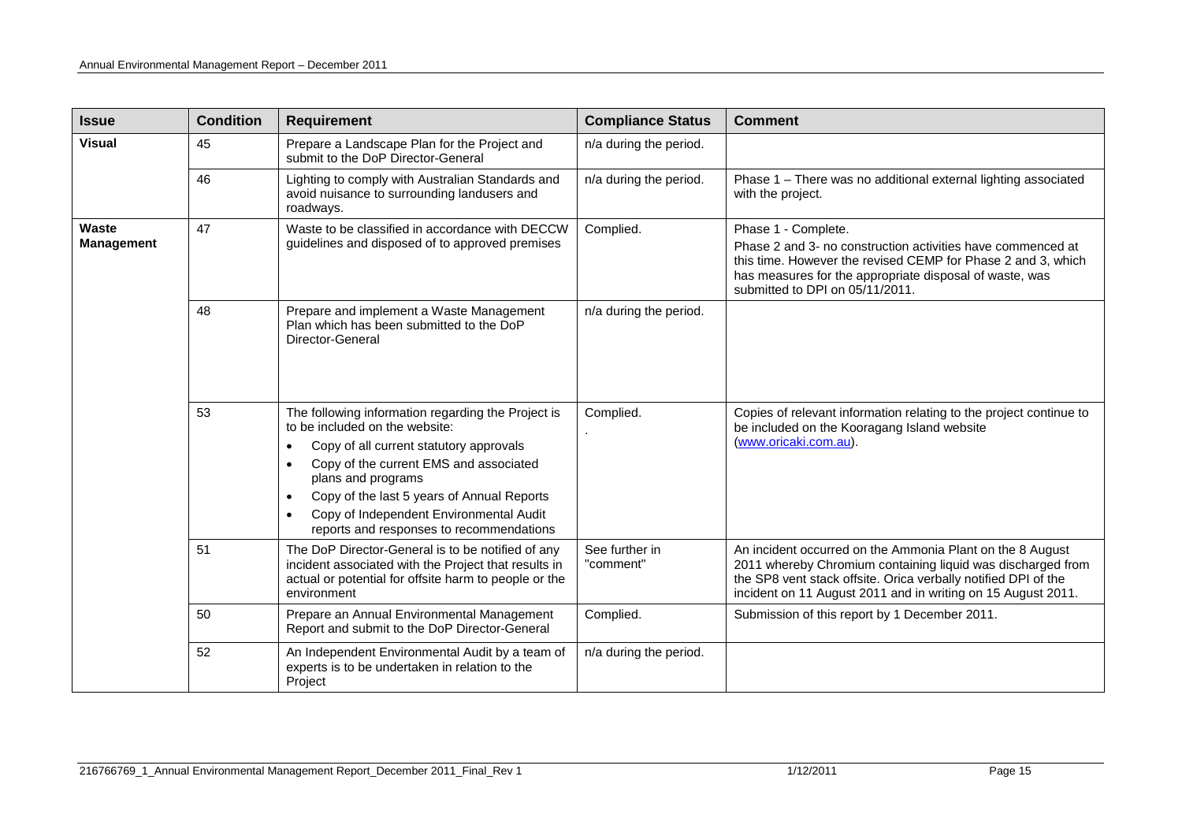| Issue | Condition | Requirement | Compliance Status | Comment |
|---|---|---|---|---|
| **Visual** | 45 | Prepare a Landscape Plan for the Project and submit to the DoP Director-General | n/a during the period. | |
| | 46 | Lighting to comply with Australian Standards and avoid nuisance to surrounding landusers and roadways. | n/a during the period. | Phase 1 – There was no additional external lighting associated with the project. |
| **Waste Management** | 47 | Waste to be classified in accordance with DECCW guidelines and disposed of to approved premises | Complied. | Phase 1 - Complete.<br>Phase 2 and 3- no construction activities have commenced at this time. However the revised CEMP for Phase 2 and 3, which has measures for the appropriate disposal of waste, was submitted to DPI on 05/11/2011. |
| | 48 | Prepare and implement a Waste Management Plan which has been submitted to the DoP Director-General | n/a during the period. | |
| | 53 | The following information regarding the Project is to be included on the website:<br>• Copy of all current statutory approvals<br>• Copy of the current EMS and associated plans and programs<br>• Copy of the last 5 years of Annual Reports<br>• Copy of Independent Environmental Audit reports and responses to recommendations | Complied.<br>. | Copies of relevant information relating to the project continue to be included on the Kooragang Island website (www.oricaki.com.au). |
| | 51 | The DoP Director-General is to be notified of any incident associated with the Project that results in actual or potential for offsite harm to people or the environment | See further in "comment" | An incident occurred on the Ammonia Plant on the 8 August 2011 whereby Chromium containing liquid was discharged from the SP8 vent stack offsite. Orica verbally notified DPI of the incident on 11 August 2011 and in writing on 15 August 2011. |
| | 50 | Prepare an Annual Environmental Management Report and submit to the DoP Director-General | Complied. | Submission of this report by 1 December 2011. |
| | 52 | An Independent Environmental Audit by a team of experts is to be undertaken in relation to the Project | n/a during the period. | |